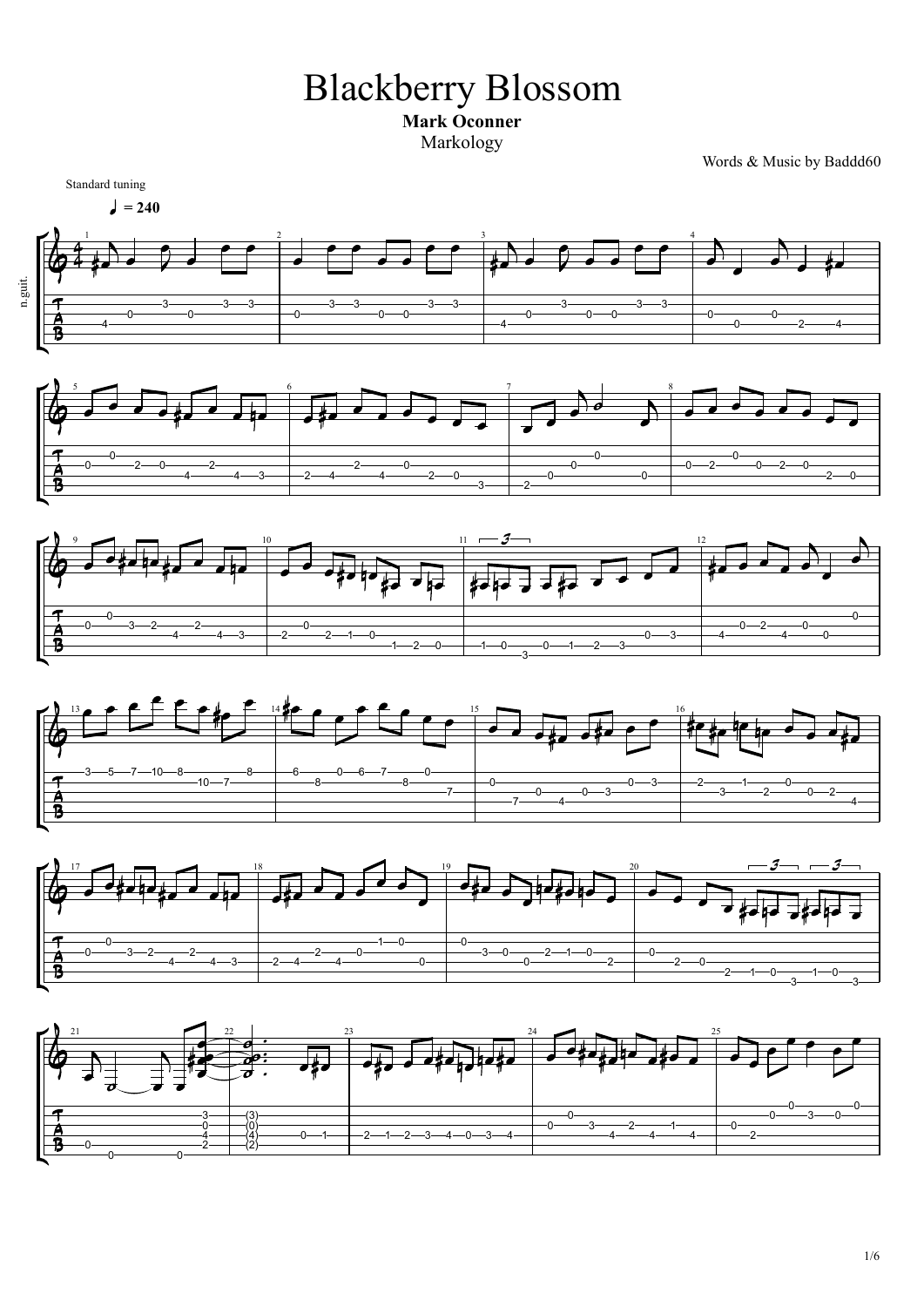# Blackberry Blossom

**Mark Oconner**

Markology

Words & Music by Baddd60

Standard tuning

♩ = 240

n.guit.